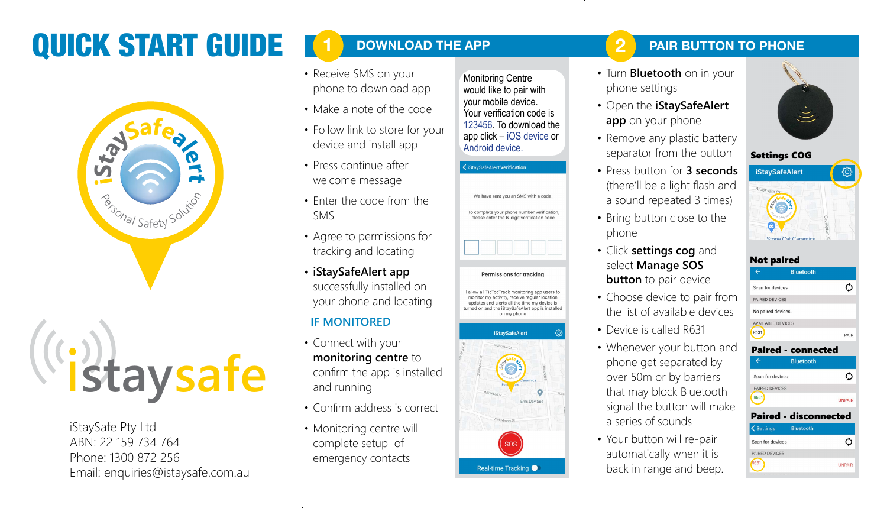# QUICK START GUIDE

iStaySafe Pty Ltd
ABN: 22 159 734 764
Phone: 1300 872 256
Email: enquiries@istaysafe.com.au

## 1 DOWNLOAD THE APP

- Receive SMS on your phone to download app
- Make a note of the code
- Follow link to store for your device and install app
- Press continue after welcome message
- Enter the code from the SMS
- Agree to permissions for tracking and locating
- **iStaySafeAlert app** successfully installed on your phone and locating

### IF MONITORED

- Connect with your **monitoring centre** to confirm the app is installed and running
- Confirm address is correct
- Monitoring centre will complete setup of emergency contacts

Monitoring Centre would like to pair with your mobile device. Your verification code is 123456. To download the app click – iOS device or Android device.

## 2 PAIR BUTTON TO PHONE

- Turn **Bluetooth** on in your phone settings
- Open the **iStaySafeAlert app** on your phone
- Remove any plastic battery separator from the button
- Press button for **3 seconds** (there'll be a light flash and a sound repeated 3 times)
- Bring button close to the phone
- Click **settings cog** and select **Manage SOS button** to pair device
- Choose device to pair from the list of available devices
- Device is called R631
- Whenever your button and phone get separated by over 50m or by barriers that may block Bluetooth signal the button will make a series of sounds
- Your button will re-pair automatically when it is back in range and beep.

**Settings COG**

**Not paired**

**Paired - connected**

**Paired - disconnected**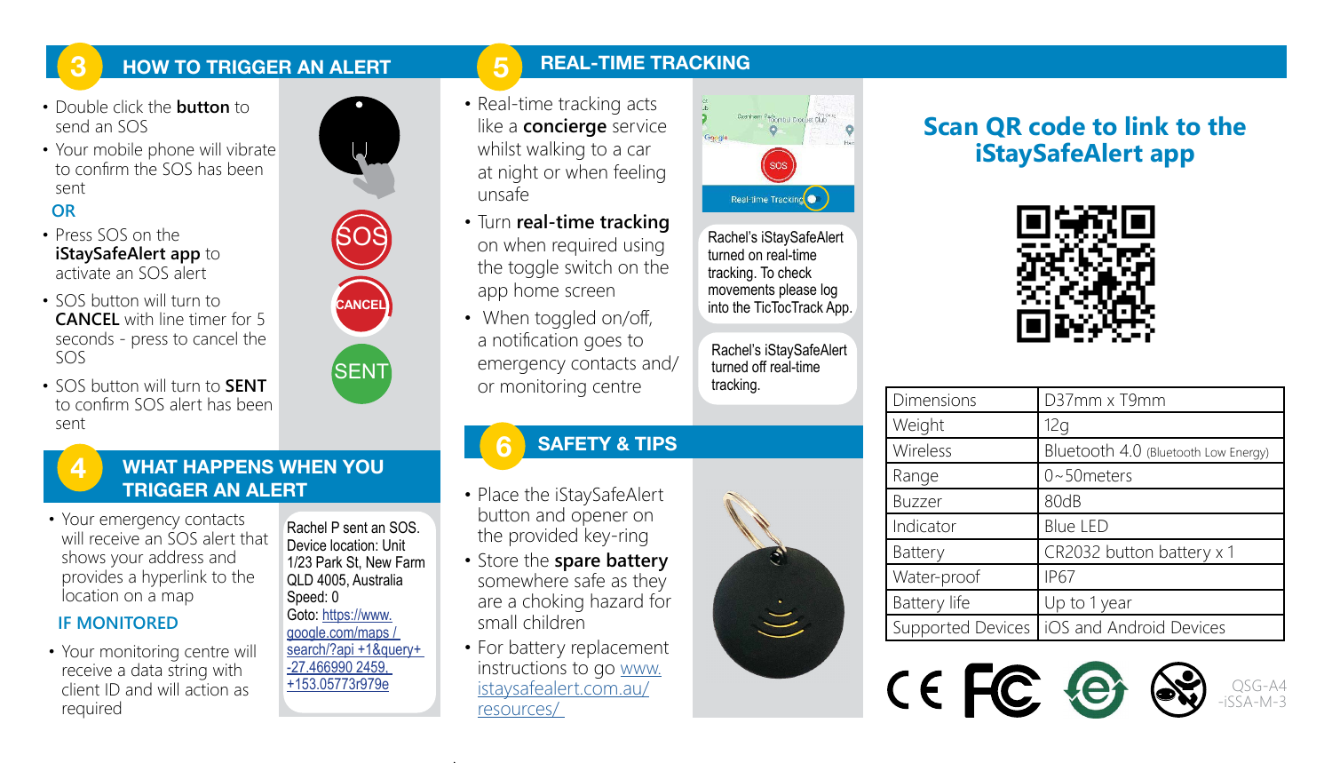## 3 HOW TO TRIGGER AN ALERT

- Double click the **button** to send an SOS
- Your mobile phone will vibrate to confirm the SOS has been sent

**OR**

- Press SOS on the **iStaySafeAlert app** to activate an SOS alert
- SOS button will turn to **CANCEL** with line timer for 5 seconds - press to cancel the SOS
- SOS button will turn to **SENT** to confirm SOS alert has been sent

SOS

CANCEL

SENT

## 4 WHAT HAPPENS WHEN YOU TRIGGER AN ALERT

- Your emergency contacts will receive an SOS alert that shows your address and provides a hyperlink to the location on a map

**IF MONITORED**

- Your monitoring centre will receive a data string with client ID and will action as required

Rachel P sent an SOS.
Device location: Unit 1/23 Park St, New Farm QLD 4005, Australia
Speed: 0
Goto: https://www.google.com/maps/search/?api+1&query+-27.466990 2459,+153.05773r979e

## 5 REAL-TIME TRACKING

- Real-time tracking acts like a **concierge** service whilst walking to a car at night or when feeling unsafe
- Turn **real-time tracking** on when required using the toggle switch on the app home screen
- When toggled on/off, a notification goes to emergency contacts and/or monitoring centre

SOS

Real-time Tracking

Rachel's iStaySafeAlert turned on real-time tracking. To check movements please log into the TicTocTrack App.

Rachel's iStaySafeAlert turned off real-time tracking.

## 6 SAFETY & TIPS

- Place the iStaySafeAlert button and opener on the provided key-ring
- Store the **spare battery** somewhere safe as they are a choking hazard for small children
- For battery replacement instructions to go www.istaysafealert.com.au/resources/

## Scan QR code to link to the iStaySafeAlert app

| | |
|---|---|
| Dimensions | D37mm x T9mm |
| Weight | 12g |
| Wireless | Bluetooth 4.0 (Bluetooth Low Energy) |
| Range | 0~50meters |
| Buzzer | 80dB |
| Indicator | Blue LED |
| Battery | CR2032 button battery x 1 |
| Water-proof | IP67 |
| Battery life | Up to 1 year |
| Supported Devices | iOS and Android Devices |

QSG-A4-iSSA-M-3